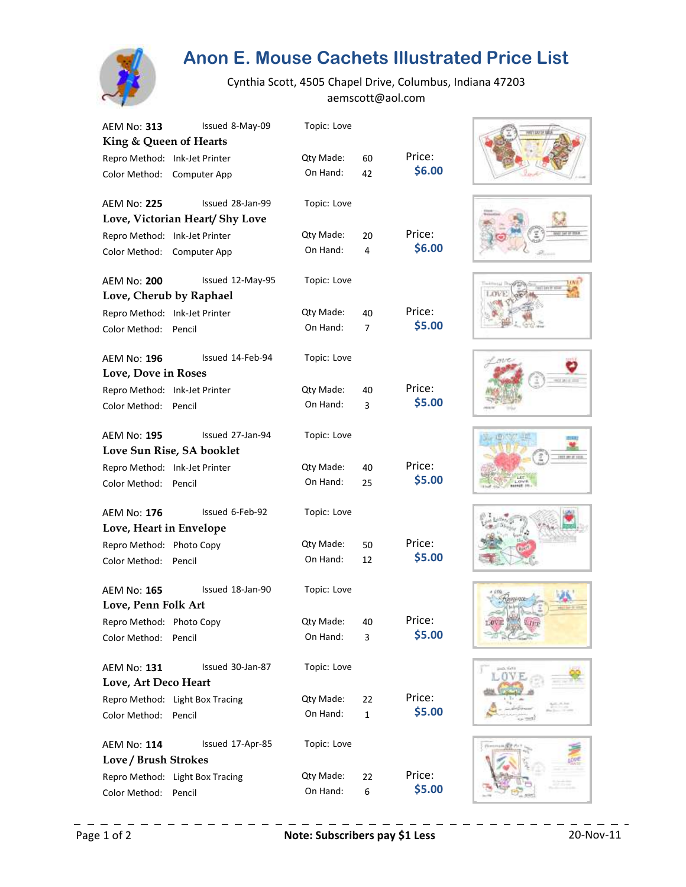# Anon E. Mouse Cachets Illustrated Price List

Cynthia Scott, 4505 Chapel Drive, Columbus, Indiana 47203
aemscott@aol.com

AEM No: **313** Issued 8-May-09 Topic: Love
**King & Queen of Hearts**
Repro Method: Ink-Jet Printer Qty Made: 60 Price:
Color Method: Computer App On Hand: 42 **$6.00**

AEM No: **225** Issued 28-Jan-99 Topic: Love
**Love, Victorian Heart/ Shy Love**
Repro Method: Ink-Jet Printer Qty Made: 20 Price:
Color Method: Computer App On Hand: 4 **$6.00**

AEM No: **200** Issued 12-May-95 Topic: Love
**Love, Cherub by Raphael**
Repro Method: Ink-Jet Printer Qty Made: 40 Price:
Color Method: Pencil On Hand: 7 **$5.00**

AEM No: **196** Issued 14-Feb-94 Topic: Love
**Love, Dove in Roses**
Repro Method: Ink-Jet Printer Qty Made: 40 Price:
Color Method: Pencil On Hand: 3 **$5.00**

AEM No: **195** Issued 27-Jan-94 Topic: Love
**Love Sun Rise, SA booklet**
Repro Method: Ink-Jet Printer Qty Made: 40 Price:
Color Method: Pencil On Hand: 25 **$5.00**

AEM No: **176** Issued 6-Feb-92 Topic: Love
**Love, Heart in Envelope**
Repro Method: Photo Copy Qty Made: 50 Price:
Color Method: Pencil On Hand: 12 **$5.00**

AEM No: **165** Issued 18-Jan-90 Topic: Love
**Love, Penn Folk Art**
Repro Method: Photo Copy Qty Made: 40 Price:
Color Method: Pencil On Hand: 3 **$5.00**

AEM No: **131** Issued 30-Jan-87 Topic: Love
**Love, Art Deco Heart**
Repro Method: Light Box Tracing Qty Made: 22 Price:
Color Method: Pencil On Hand: 1 **$5.00**

AEM No: **114** Issued 17-Apr-85 Topic: Love
**Love / Brush Strokes**
Repro Method: Light Box Tracing Qty Made: 22 Price:
Color Method: Pencil On Hand: 6 **$5.00**

**Note: Subscribers pay $1 Less** 20-Nov-11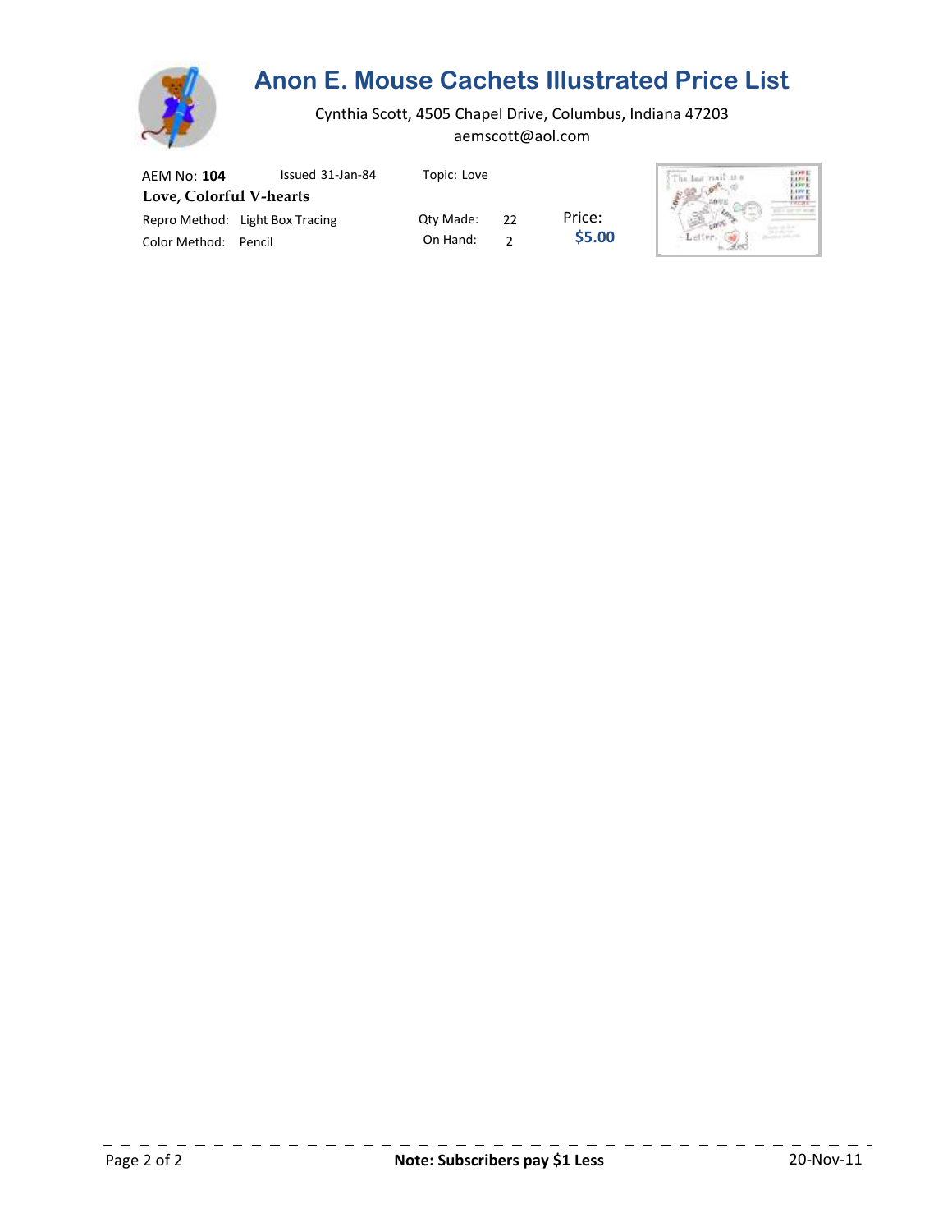# Anon E. Mouse Cachets Illustrated Price List

Cynthia Scott, 4505 Chapel Drive, Columbus, Indiana 47203
aemscott@aol.com

AEM No: **104** Issued 31-Jan-84 Topic: Love

**Love, Colorful V-hearts**

Repro Method: Light Box Tracing Qty Made: 22 Price:

Color Method: Pencil On Hand: 2 **$5.00**

**Note: Subscribers pay $1 Less**

20-Nov-11